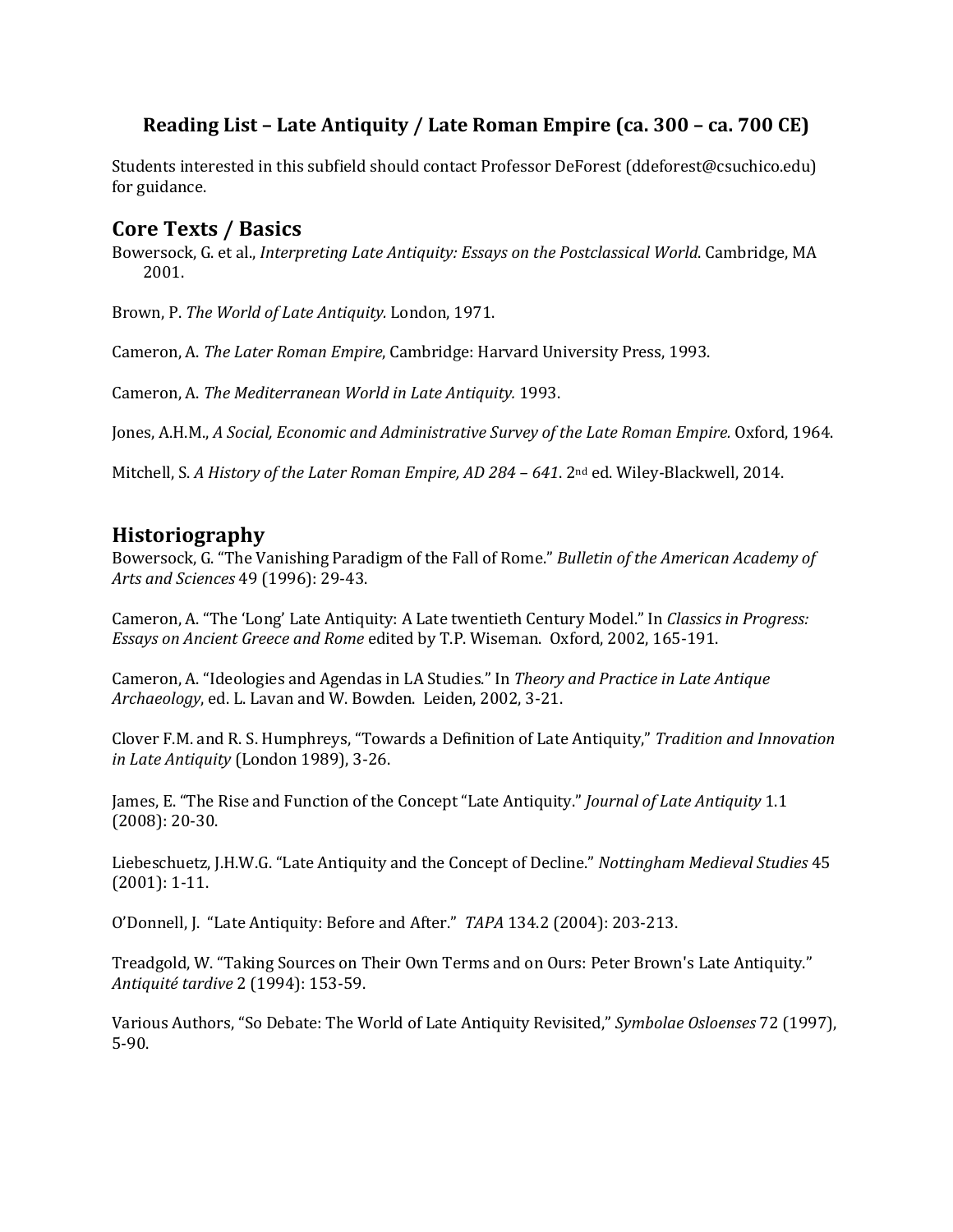**Reading List – Late Antiquity / Late Roman Empire (ca. 300 – ca. 700 CE)**

Students interested in this subfield should contact Professor DeForest (ddeforest@csuchico.edu) for guidance.

## Core Texts / Basics

Bowersock, G. et al., *Interpreting Late Antiquity: Essays on the Postclassical World*. Cambridge, MA 2001.

Brown, P. *The World of Late Antiquity.* London, 1971.

Cameron, A. *The Later Roman Empire*, Cambridge: Harvard University Press, 1993.

Cameron, A. *The Mediterranean World in Late Antiquity.* 1993.

Jones, A.H.M., *A Social, Economic and Administrative Survey of the Late Roman Empire.* Oxford, 1964.

Mitchell, S. *A History of the Later Roman Empire, AD 284 – 641*. 2nd ed. Wiley-Blackwell, 2014.

## Historiography

Bowersock, G. "The Vanishing Paradigm of the Fall of Rome." *Bulletin of the American Academy of Arts and Sciences* 49 (1996): 29-43.

Cameron, A. "The 'Long' Late Antiquity: A Late twentieth Century Model." In *Classics in Progress: Essays on Ancient Greece and Rome* edited by T.P. Wiseman. Oxford, 2002, 165-191.

Cameron, A. "Ideologies and Agendas in LA Studies." In *Theory and Practice in Late Antique Archaeology*, ed. L. Lavan and W. Bowden. Leiden, 2002, 3-21.

Clover F.M. and R. S. Humphreys, "Towards a Definition of Late Antiquity," *Tradition and Innovation in Late Antiquity* (London 1989), 3-26.

James, E. "The Rise and Function of the Concept "Late Antiquity." *Journal of Late Antiquity* 1.1 (2008): 20-30.

Liebeschuetz, J.H.W.G. "Late Antiquity and the Concept of Decline." *Nottingham Medieval Studies* 45 (2001): 1-11.

O'Donnell, J. "Late Antiquity: Before and After." *TAPA* 134.2 (2004): 203-213.

Treadgold, W. "Taking Sources on Their Own Terms and on Ours: Peter Brown's Late Antiquity." *Antiquité tardive* 2 (1994): 153-59.

Various Authors, "So Debate: The World of Late Antiquity Revisited," *Symbolae Osloenses* 72 (1997), 5-90.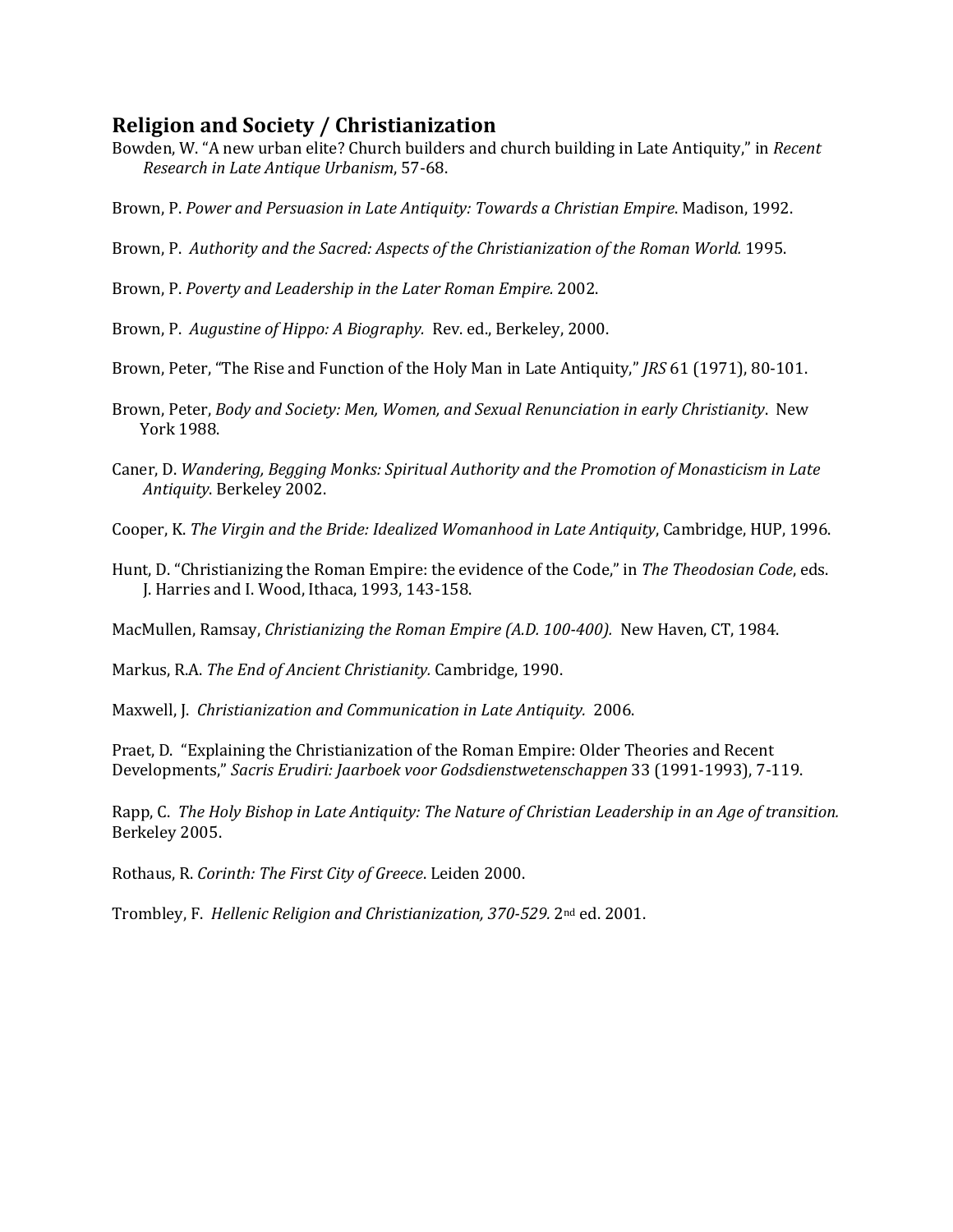## Religion and Society / Christianization

Bowden, W. "A new urban elite? Church builders and church building in Late Antiquity," in *Recent Research in Late Antique Urbanism*, 57-68.

Brown, P. *Power and Persuasion in Late Antiquity: Towards a Christian Empire*. Madison, 1992.

Brown, P. *Authority and the Sacred: Aspects of the Christianization of the Roman World.* 1995.

Brown, P. *Poverty and Leadership in the Later Roman Empire.* 2002.

Brown, P. *Augustine of Hippo: A Biography.* Rev. ed., Berkeley, 2000.

Brown, Peter, "The Rise and Function of the Holy Man in Late Antiquity," *JRS* 61 (1971), 80-101.

Brown, Peter, *Body and Society: Men, Women, and Sexual Renunciation in early Christianity*. New York 1988.

Caner, D. *Wandering, Begging Monks: Spiritual Authority and the Promotion of Monasticism in Late Antiquity*. Berkeley 2002.

Cooper, K. *The Virgin and the Bride: Idealized Womanhood in Late Antiquity*, Cambridge, HUP, 1996.

Hunt, D. "Christianizing the Roman Empire: the evidence of the Code," in *The Theodosian Code*, eds. J. Harries and I. Wood, Ithaca, 1993, 143-158.

MacMullen, Ramsay, *Christianizing the Roman Empire (A.D. 100-400).* New Haven, CT, 1984.

Markus, R.A. *The End of Ancient Christianity.* Cambridge, 1990.

Maxwell, J. *Christianization and Communication in Late Antiquity.* 2006.

Praet, D. "Explaining the Christianization of the Roman Empire: Older Theories and Recent Developments," *Sacris Erudiri: Jaarboek voor Godsdienstwetenschappen* 33 (1991-1993), 7-119.

Rapp, C. *The Holy Bishop in Late Antiquity: The Nature of Christian Leadership in an Age of transition.* Berkeley 2005.

Rothaus, R. *Corinth: The First City of Greece*. Leiden 2000.

Trombley, F. *Hellenic Religion and Christianization, 370-529.* 2nd ed. 2001.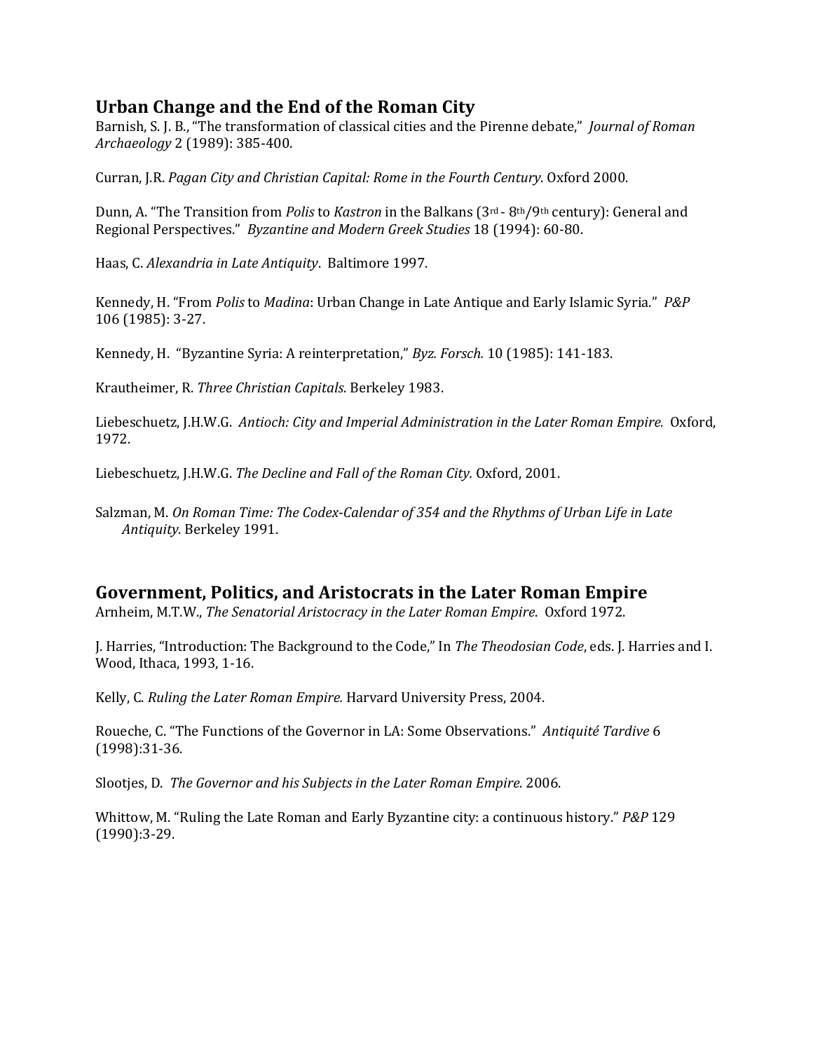## Urban Change and the End of the Roman City

Barnish, S. J. B., "The transformation of classical cities and the Pirenne debate," *Journal of Roman Archaeology* 2 (1989): 385-400.

Curran, J.R. *Pagan City and Christian Capital: Rome in the Fourth Century*. Oxford 2000.

Dunn, A. "The Transition from *Polis* to *Kastron* in the Balkans (3rd - 8th/9th century): General and Regional Perspectives." *Byzantine and Modern Greek Studies* 18 (1994): 60-80.

Haas, C. *Alexandria in Late Antiquity*. Baltimore 1997.

Kennedy, H. "From *Polis* to *Madina*: Urban Change in Late Antique and Early Islamic Syria." *P&P* 106 (1985): 3-27.

Kennedy, H. "Byzantine Syria: A reinterpretation," *Byz. Forsch.* 10 (1985): 141-183.

Krautheimer, R. *Three Christian Capitals*. Berkeley 1983.

Liebeschuetz, J.H.W.G. *Antioch: City and Imperial Administration in the Later Roman Empire.* Oxford, 1972.

Liebeschuetz, J.H.W.G. *The Decline and Fall of the Roman City.* Oxford, 2001.

Salzman, M. *On Roman Time: The Codex-Calendar of 354 and the Rhythms of Urban Life in Late Antiquity*. Berkeley 1991.

## Government, Politics, and Aristocrats in the Later Roman Empire

Arnheim, M.T.W., *The Senatorial Aristocracy in the Later Roman Empire*. Oxford 1972.

J. Harries, "Introduction: The Background to the Code," In *The Theodosian Code*, eds. J. Harries and I. Wood, Ithaca, 1993, 1-16.

Kelly, C. *Ruling the Later Roman Empire.* Harvard University Press, 2004.

Roueche, C. "The Functions of the Governor in LA: Some Observations." *Antiquité Tardive* 6 (1998):31-36.

Slootjes, D. *The Governor and his Subjects in the Later Roman Empire.* 2006.

Whittow, M. "Ruling the Late Roman and Early Byzantine city: a continuous history." *P&P* 129 (1990):3-29.